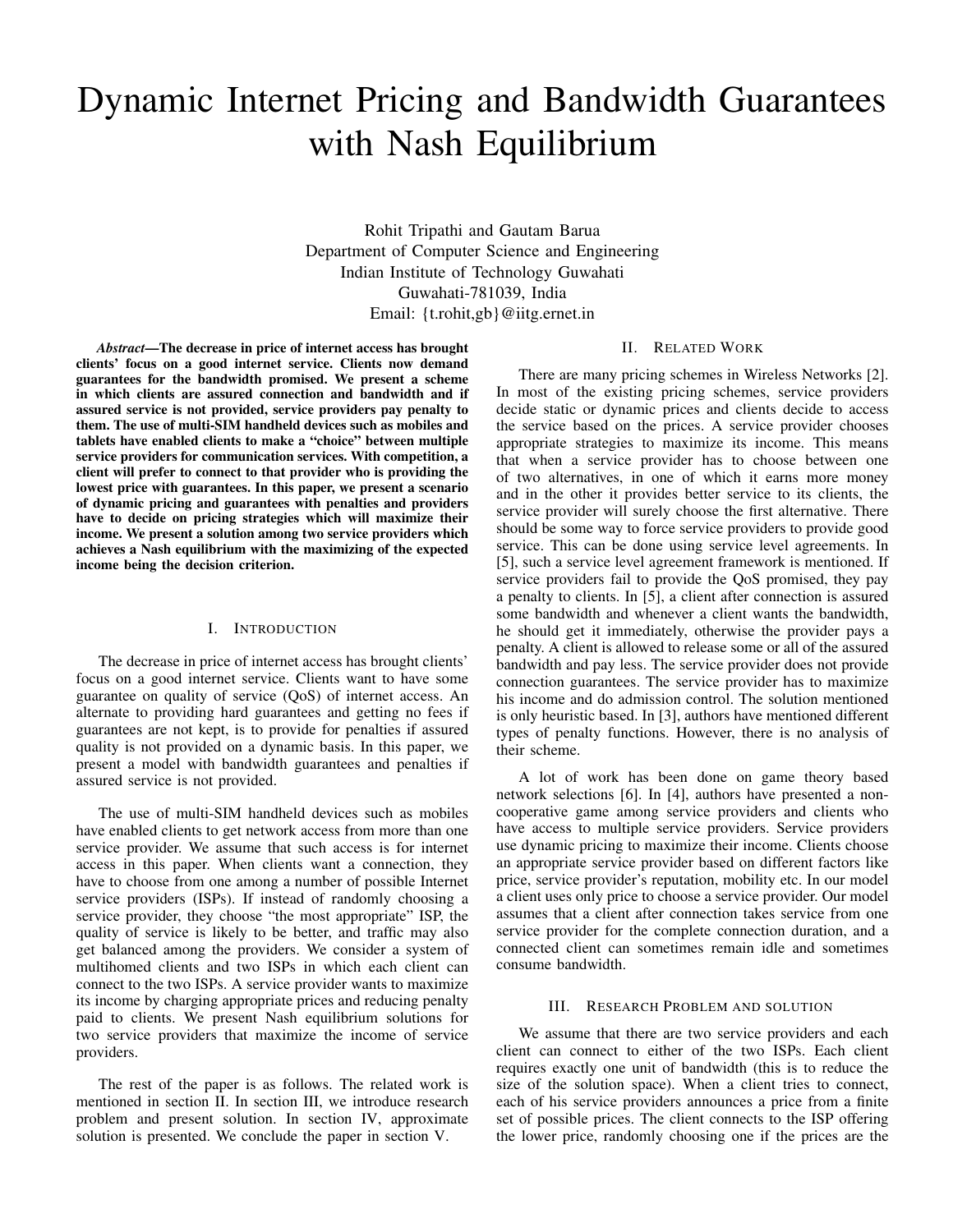# Dynamic Internet Pricing and Bandwidth Guarantees with Nash Equilibrium

Rohit Tripathi and Gautam Barua
Department of Computer Science and Engineering
Indian Institute of Technology Guwahati
Guwahati-781039, India
Email: {t.rohit,gb}@iitg.ernet.in

***Abstract*—The decrease in price of internet access has brought clients' focus on a good internet service. Clients now demand guarantees for the bandwidth promised. We present a scheme in which clients are assured connection and bandwidth and if assured service is not provided, service providers pay penalty to them. The use of multi-SIM handheld devices such as mobiles and tablets have enabled clients to make a "choice" between multiple service providers for communication services. With competition, a client will prefer to connect to that provider who is providing the lowest price with guarantees. In this paper, we present a scenario of dynamic pricing and guarantees with penalties and providers have to decide on pricing strategies which will maximize their income. We present a solution among two service providers which achieves a Nash equilibrium with the maximizing of the expected income being the decision criterion.**

## I. Introduction

The decrease in price of internet access has brought clients' focus on a good internet service. Clients want to have some guarantee on quality of service (QoS) of internet access. An alternate to providing hard guarantees and getting no fees if guarantees are not kept, is to provide for penalties if assured quality is not provided on a dynamic basis. In this paper, we present a model with bandwidth guarantees and penalties if assured service is not provided.

The use of multi-SIM handheld devices such as mobiles have enabled clients to get network access from more than one service provider. We assume that such access is for internet access in this paper. When clients want a connection, they have to choose from one among a number of possible Internet service providers (ISPs). If instead of randomly choosing a service provider, they choose "the most appropriate" ISP, the quality of service is likely to be better, and traffic may also get balanced among the providers. We consider a system of multihomed clients and two ISPs in which each client can connect to the two ISPs. A service provider wants to maximize its income by charging appropriate prices and reducing penalty paid to clients. We present Nash equilibrium solutions for two service providers that maximize the income of service providers.

The rest of the paper is as follows. The related work is mentioned in section II. In section III, we introduce research problem and present solution. In section IV, approximate solution is presented. We conclude the paper in section V.

## II. Related Work

There are many pricing schemes in Wireless Networks [2]. In most of the existing pricing schemes, service providers decide static or dynamic prices and clients decide to access the service based on the prices. A service provider chooses appropriate strategies to maximize its income. This means that when a service provider has to choose between one of two alternatives, in one of which it earns more money and in the other it provides better service to its clients, the service provider will surely choose the first alternative. There should be some way to force service providers to provide good service. This can be done using service level agreements. In [5], such a service level agreement framework is mentioned. If service providers fail to provide the QoS promised, they pay a penalty to clients. In [5], a client after connection is assured some bandwidth and whenever a client wants the bandwidth, he should get it immediately, otherwise the provider pays a penalty. A client is allowed to release some or all of the assured bandwidth and pay less. The service provider does not provide connection guarantees. The service provider has to maximize his income and do admission control. The solution mentioned is only heuristic based. In [3], authors have mentioned different types of penalty functions. However, there is no analysis of their scheme.

A lot of work has been done on game theory based network selections [6]. In [4], authors have presented a non-cooperative game among service providers and clients who have access to multiple service providers. Service providers use dynamic pricing to maximize their income. Clients choose an appropriate service provider based on different factors like price, service provider's reputation, mobility etc. In our model a client uses only price to choose a service provider. Our model assumes that a client after connection takes service from one service provider for the complete connection duration, and a connected client can sometimes remain idle and sometimes consume bandwidth.

## III. Research Problem and Solution

We assume that there are two service providers and each client can connect to either of the two ISPs. Each client requires exactly one unit of bandwidth (this is to reduce the size of the solution space). When a client tries to connect, each of his service providers announces a price from a finite set of possible prices. The client connects to the ISP offering the lower price, randomly choosing one if the prices are the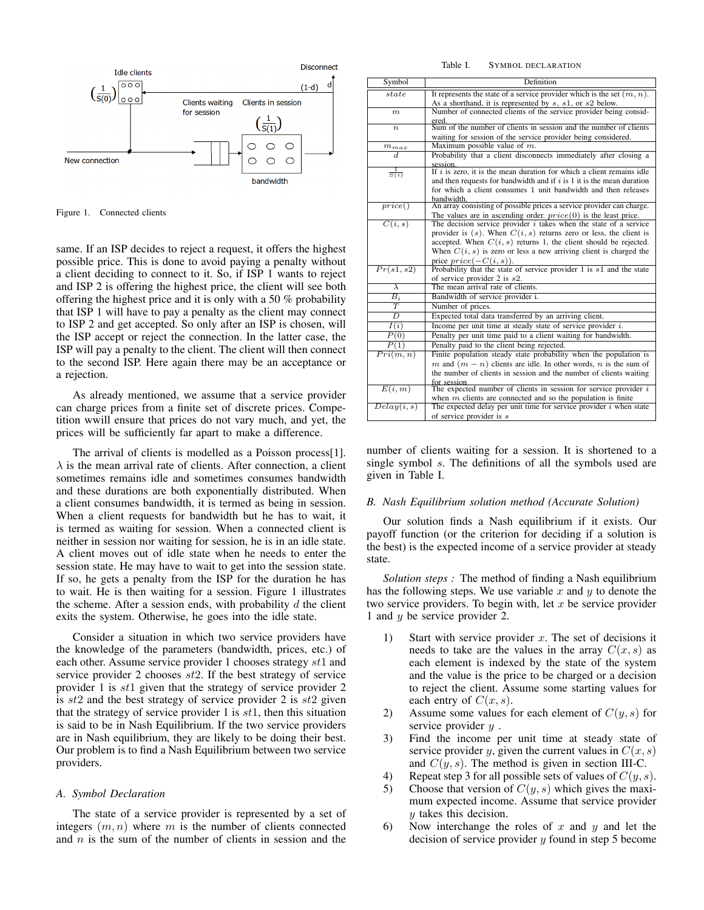Figure 1. Connected clients

same. If an ISP decides to reject a request, it offers the highest possible price. This is done to avoid paying a penalty without a client deciding to connect to it. So, if ISP 1 wants to reject and ISP 2 is offering the highest price, the client will see both offering the highest price and it is only with a 50 % probability that ISP 1 will have to pay a penalty as the client may connect to ISP 2 and get accepted. So only after an ISP is chosen, will the ISP accept or reject the connection. In the latter case, the ISP will pay a penalty to the client. The client will then connect to the second ISP. Here again there may be an acceptance or a rejection.

As already mentioned, we assume that a service provider can charge prices from a finite set of discrete prices. Competition wwill ensure that prices do not vary much, and yet, the prices will be sufficiently far apart to make a difference.

The arrival of clients is modelled as a Poisson process[1]. $\lambda$ is the mean arrival rate of clients. After connection, a client sometimes remains idle and sometimes consumes bandwidth and these durations are both exponentially distributed. When a client consumes bandwidth, it is termed as being in session. When a client requests for bandwidth but he has to wait, it is termed as waiting for session. When a connected client is neither in session nor waiting for session, he is in an idle state. A client moves out of idle state when he needs to enter the session state. He may have to wait to get into the session state. If so, he gets a penalty from the ISP for the duration he has to wait. He is then waiting for a session. Figure 1 illustrates the scheme. After a session ends, with probability $d$ the client exits the system. Otherwise, he goes into the idle state.

Consider a situation in which two service providers have the knowledge of the parameters (bandwidth, prices, etc.) of each other. Assume service provider 1 chooses strategy $st1$ and service provider 2 chooses $st2$. If the best strategy of service provider 1 is $st1$ given that the strategy of service provider 2 is $st2$ and the best strategy of service provider 2 is $st2$ given that the strategy of service provider 1 is $st1$, then this situation is said to be in Nash Equilibrium. If the two service providers are in Nash equilibrium, they are likely to be doing their best. Our problem is to find a Nash Equilibrium between two service providers.

### A. Symbol Declaration

The state of a service provider is represented by a set of integers $(m, n)$ where $m$ is the number of clients connected and $n$ is the sum of the number of clients in session and the number of clients waiting for a session. It is shortened to a single symbol $s$. The definitions of all the symbols used are given in Table I.

Table I. SYMBOL DECLARATION

| Symbol | Definition |
|---|---|
| $state$ | It represents the state of a service provider which is the set $(m, n)$. As a shorthand, it is represented by $s$, $s1$, or $s2$ below. |
| $m$ | Number of connected clients of the service provider being considered. |
| $n$ | Sum of the number of clients in session and the number of clients waiting for session of the service provider being considered. |
| $m_{max}$ | Maximum possible value of $m$. |
| $d$ | Probability that a client disconnects immediately after closing a session. |
| $\frac{1}{S(i)}$ | If $i$ is zero, it is the mean duration for which a client remains idle and then requests for bandwidth and if $i$ is 1 it is the mean duration for which a client consumes 1 unit bandwidth and then releases bandwidth. |
| $price()$ | An array consisting of possible prices a service provider can charge. The values are in ascending order. $price(0)$ is the least price. |
| $C(i, s)$ | The decision service provider $i$ takes when the state of a service provider is $(s)$. When $C(i, s)$ returns zero or less, the client is accepted. When $C(i, s)$ returns 1, the client should be rejected. When $C(i, s)$ is zero or less a new arriving client is charged the price $price(-C(i, s))$. |
| $Pr(s1, s2)$ | Probability that the state of service provider 1 is $s1$ and the state of service provider 2 is $s2$. |
| $\lambda$ | The mean arrival rate of clients. |
| $B_i$ | Bandwidth of service provider i. |
| $T$ | Number of prices. |
| $D$ | Expected total data transferred by an arriving client. |
| $I(i)$ | Income per unit time at steady state of service provider $i$. |
| $P(0)$ | Penalty per unit time paid to a client waiting for bandwidth. |
| $P(1)$ | Penalty paid to the client being rejected. |
| $Pri(m, n)$ | Finite population steady state probability when the population is $m$ and $(m - n)$ clients are idle. In other words, $n$ is the sum of the number of clients in session and the number of clients waiting for session |
| $E(i, m)$ | The expected number of clients in session for service provider $i$ when $m$ clients are connected and so the population is finite |
| $Delay(i, s)$ | The expected delay per unit time for service provider $i$ when state of service provider is $s$ |

### B. Nash Equilibrium solution method (Accurate Solution)

Our solution finds a Nash equilibrium if it exists. Our payoff function (or the criterion for deciding if a solution is the best) is the expected income of a service provider at steady state.

*Solution steps :* The method of finding a Nash equilibrium has the following steps. We use variable $x$ and $y$ to denote the two service providers. To begin with, let $x$ be service provider 1 and $y$ be service provider 2.

1) Start with service provider $x$. The set of decisions it needs to take are the values in the array $C(x, s)$ as each element is indexed by the state of the system and the value is the price to be charged or a decision to reject the client. Assume some starting values for each entry of $C(x, s)$.
2) Assume some values for each element of $C(y, s)$ for service provider $y$ .
3) Find the income per unit time at steady state of service provider $y$, given the current values in $C(x, s)$ and $C(y, s)$. The method is given in section III-C.
4) Repeat step 3 for all possible sets of values of $C(y, s)$.
5) Choose that version of $C(y, s)$ which gives the maximum expected income. Assume that service provider $y$ takes this decision.
6) Now interchange the roles of $x$ and $y$ and let the decision of service provider $y$ found in step 5 become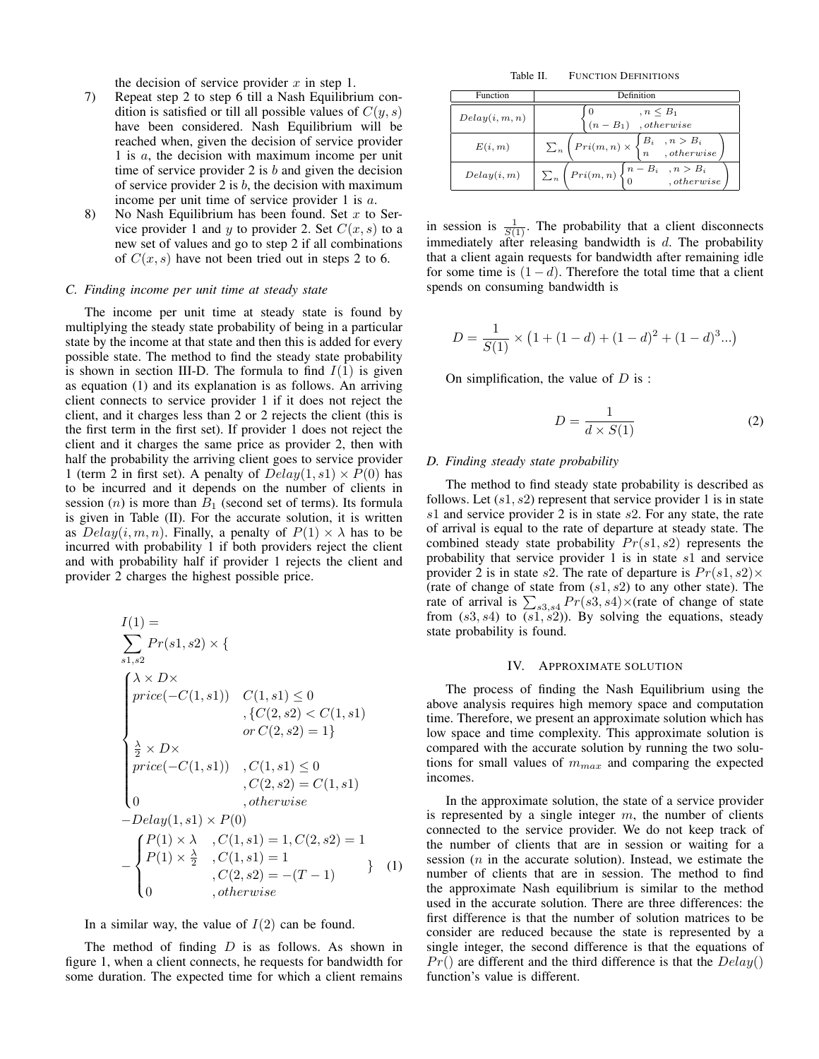the decision of service provider $x$ in step 1.

7) Repeat step 2 to step 6 till a Nash Equilibrium condition is satisfied or till all possible values of $C(y, s)$ have been considered. Nash Equilibrium will be reached when, given the decision of service provider 1 is $a$, the decision with maximum income per unit time of service provider 2 is $b$ and given the decision of service provider 2 is $b$, the decision with maximum income per unit time of service provider 1 is $a$.

8) No Nash Equilibrium has been found. Set $x$ to Service provider 1 and $y$ to provider 2. Set $C(x, s)$ to a new set of values and go to step 2 if all combinations of $C(x, s)$ have not been tried out in steps 2 to 6.

### C. Finding income per unit time at steady state

The income per unit time at steady state is found by multiplying the steady state probability of being in a particular state by the income at that state and then this is added for every possible state. The method to find the steady state probability is shown in section III-D. The formula to find $I(1)$ is given as equation (1) and its explanation is as follows. An arriving client connects to service provider 1 if it does not reject the client, and it charges less than 2 or 2 rejects the client (this is the first term in the first set). If provider 1 does not reject the client and it charges the same price as provider 2, then with half the probability the arriving client goes to service provider 1 (term 2 in first set). A penalty of $Delay(1, s1) \times P(0)$ has to be incurred and it depends on the number of clients in session ($n$) is more than $B_1$ (second set of terms). Its formula is given in Table (II). For the accurate solution, it is written as $Delay(i, m, n)$. Finally, a penalty of $P(1) \times \lambda$ has to be incurred with probability 1 if both providers reject the client and with probability half if provider 1 rejects the client and provider 2 charges the highest possible price.

$$
\begin{aligned}
&I(1) = \\
&\sum_{s1,s2} Pr(s1, s2) \times \{ \\
&\begin{cases}
\lambda \times D \times price(-C(1, s1)) & C(1, s1) \leq 0, \{C(2, s2) < C(1, s1) \text{ or } C(2, s2) = 1\} \\
\frac{\lambda}{2} \times D \times price(-C(1, s1)) & , C(1, s1) \leq 0, C(2, s2) = C(1, s1) \\
0 & , otherwise
\end{cases} \\
&-Delay(1, s1) \times P(0) \\
&- \begin{cases}
P(1) \times \lambda & , C(1, s1) = 1, C(2, s2) = 1 \\
P(1) \times \frac{\lambda}{2} & , C(1, s1) = 1, C(2, s2) = -(T-1) \\
0 & , otherwise
\end{cases} \quad \}
\end{aligned} \tag{1}
$$

In a similar way, the value of $I(2)$ can be found.

The method of finding $D$ is as follows. As shown in figure 1, when a client connects, he requests for bandwidth for some duration. The expected time for which a client remains in session is $\frac{1}{S(1)}$. The probability that a client disconnects immediately after releasing bandwidth is $d$. The probability that a client again requests for bandwidth after remaining idle for some time is $(1 - d)$. Therefore the total time that a client spends on consuming bandwidth is

$$D = \frac{1}{S(1)} \times \left(1 + (1 - d) + (1 - d)^2 + (1 - d)^3 ...\right)$$

On simplification, the value of $D$ is :

$$D = \frac{1}{d \times S(1)} \tag{2}$$

Table II. FUNCTION DEFINITIONS

| Function | Definition |
|---|---|
| $Delay(i, m, n)$ | $\begin{cases} 0 & , n \leq B_1 \\ (n - B_1) & , otherwise \end{cases}$ |
| $E(i, m)$ | $\sum_n \left( Pri(m, n) \times \begin{cases} B_i & , n > B_i \\ n & , otherwise \end{cases} \right)$ |
| $Delay(i, m)$ | $\sum_n \left( Pri(m, n) \begin{cases} n - B_i & , n > B_i \\ 0 & , otherwise \end{cases} \right)$ |

### D. Finding steady state probability

The method to find steady state probability is described as follows. Let $(s1, s2)$ represent that service provider 1 is in state $s1$ and service provider 2 is in state $s2$. For any state, the rate of arrival is equal to the rate of departure at steady state. The combined steady state probability $Pr(s1, s2)$ represents the probability that service provider 1 is in state $s1$ and service provider 2 is in state $s2$. The rate of departure is $Pr(s1, s2) \times$ (rate of change of state from $(s1, s2)$ to any other state). The rate of arrival is $\sum_{s3,s4} Pr(s3, s4) \times$(rate of change of state from $(s3, s4)$ to $(s1, s2)$). By solving the equations, steady state probability is found.

## IV. APPROXIMATE SOLUTION

The process of finding the Nash Equilibrium using the above analysis requires high memory space and computation time. Therefore, we present an approximate solution which has low space and time complexity. This approximate solution is compared with the accurate solution by running the two solutions for small values of $m_{max}$ and comparing the expected incomes.

In the approximate solution, the state of a service provider is represented by a single integer $m$, the number of clients connected to the service provider. We do not keep track of the number of clients that are in session or waiting for a session ($n$ in the accurate solution). Instead, we estimate the number of clients that are in session. The method to find the approximate Nash equilibrium is similar to the method used in the accurate solution. There are three differences: the first difference is that the number of solution matrices to be consider are reduced because the state is represented by a single integer, the second difference is that the equations of $Pr()$ are different and the third difference is that the $Delay()$ function's value is different.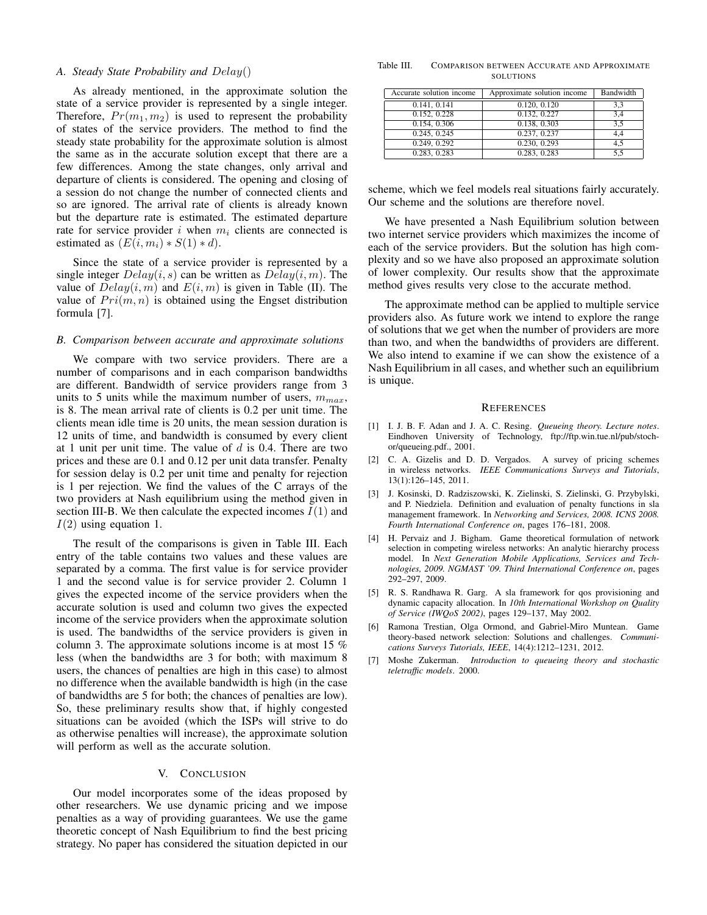### A. Steady State Probability and $Delay()$

As already mentioned, in the approximate solution the state of a service provider is represented by a single integer. Therefore, $Pr(m_1, m_2)$ is used to represent the probability of states of the service providers. The method to find the steady state probability for the approximate solution is almost the same as in the accurate solution except that there are a few differences. Among the state changes, only arrival and departure of clients is considered. The opening and closing of a session do not change the number of connected clients and so are ignored. The arrival rate of clients is already known but the departure rate is estimated. The estimated departure rate for service provider $i$ when $m_i$ clients are connected is estimated as $(E(i, m_i) * S(1) * d)$.

Since the state of a service provider is represented by a single integer $Delay(i, s)$ can be written as $Delay(i, m)$. The value of $Delay(i, m)$ and $E(i, m)$ is given in Table (II). The value of $Pri(m, n)$ is obtained using the Engset distribution formula [7].

### B. Comparison between accurate and approximate solutions

We compare with two service providers. There are a number of comparisons and in each comparison bandwidths are different. Bandwidth of service providers range from 3 units to 5 units while the maximum number of users, $m_{max}$, is 8. The mean arrival rate of clients is 0.2 per unit time. The clients mean idle time is 20 units, the mean session duration is 12 units of time, and bandwidth is consumed by every client at 1 unit per unit time. The value of $d$ is 0.4. There are two prices and these are 0.1 and 0.12 per unit data transfer. Penalty for session delay is 0.2 per unit time and penalty for rejection is 1 per rejection. We find the values of the C arrays of the two providers at Nash equilibrium using the method given in section III-B. We then calculate the expected incomes $I(1)$ and $I(2)$ using equation 1.

The result of the comparisons is given in Table III. Each entry of the table contains two values and these values are separated by a comma. The first value is for service provider 1 and the second value is for service provider 2. Column 1 gives the expected income of the service providers when the accurate solution is used and column two gives the expected income of the service providers when the approximate solution is used. The bandwidths of the service providers is given in column 3. The approximate solutions income is at most 15 % less (when the bandwidths are 3 for both; with maximum 8 users, the chances of penalties are high in this case) to almost no difference when the available bandwidth is high (in the case of bandwidths are 5 for both; the chances of penalties are low). So, these preliminary results show that, if highly congested situations can be avoided (which the ISPs will strive to do as otherwise penalties will increase), the approximate solution will perform as well as the accurate solution.

Table III. COMPARISON BETWEEN ACCURATE AND APPROXIMATE SOLUTIONS

| Accurate solution income | Approximate solution income | Bandwidth |
|---|---|---|
| 0.141, 0.141 | 0.120, 0.120 | 3,3 |
| 0.152, 0.228 | 0.132, 0.227 | 3,4 |
| 0.154, 0.306 | 0.138, 0.303 | 3,5 |
| 0.245, 0.245 | 0.237, 0.237 | 4,4 |
| 0.249, 0.292 | 0.230, 0.293 | 4,5 |
| 0.283, 0.283 | 0.283, 0.283 | 5,5 |

## V. CONCLUSION

Our model incorporates some of the ideas proposed by other researchers. We use dynamic pricing and we impose penalties as a way of providing guarantees. We use the game theoretic concept of Nash Equilibrium to find the best pricing strategy. No paper has considered the situation depicted in our scheme, which we feel models real situations fairly accurately. Our scheme and the solutions are therefore novel.

We have presented a Nash Equilibrium solution between two internet service providers which maximizes the income of each of the service providers. But the solution has high complexity and so we have also proposed an approximate solution of lower complexity. Our results show that the approximate method gives results very close to the accurate method.

The approximate method can be applied to multiple service providers also. As future work we intend to explore the range of solutions that we get when the number of providers are more than two, and when the bandwidths of providers are different. We also intend to examine if we can show the existence of a Nash Equilibrium in all cases, and whether such an equilibrium is unique.

## REFERENCES

[1] I. J. B. F. Adan and J. A. C. Resing. *Queueing theory. Lecture notes*. Eindhoven University of Technology, ftp://ftp.win.tue.nl/pub/stoch-or/queueing.pdf., 2001.

[2] C. A. Gizelis and D. D. Vergados. A survey of pricing schemes in wireless networks. *IEEE Communications Surveys and Tutorials*, 13(1):126–145, 2011.

[3] J. Kosinski, D. Radziszowski, K. Zielinski, S. Zielinski, G. Przybylski, and P. Niedziela. Definition and evaluation of penalty functions in sla management framework. In *Networking and Services, 2008. ICNS 2008. Fourth International Conference on*, pages 176–181, 2008.

[4] H. Pervaiz and J. Bigham. Game theoretical formulation of network selection in competing wireless networks: An analytic hierarchy process model. In *Next Generation Mobile Applications, Services and Technologies, 2009. NGMAST '09. Third International Conference on*, pages 292–297, 2009.

[5] R. S. Randhawa R. Garg. A sla framework for qos provisioning and dynamic capacity allocation. In *10th International Workshop on Quality of Service (IWQoS 2002)*, pages 129–137, May 2002.

[6] Ramona Trestian, Olga Ormond, and Gabriel-Miro Muntean. Game theory-based network selection: Solutions and challenges. *Communications Surveys Tutorials, IEEE*, 14(4):1212–1231, 2012.

[7] Moshe Zukerman. *Introduction to queueing theory and stochastic teletraffic models*. 2000.